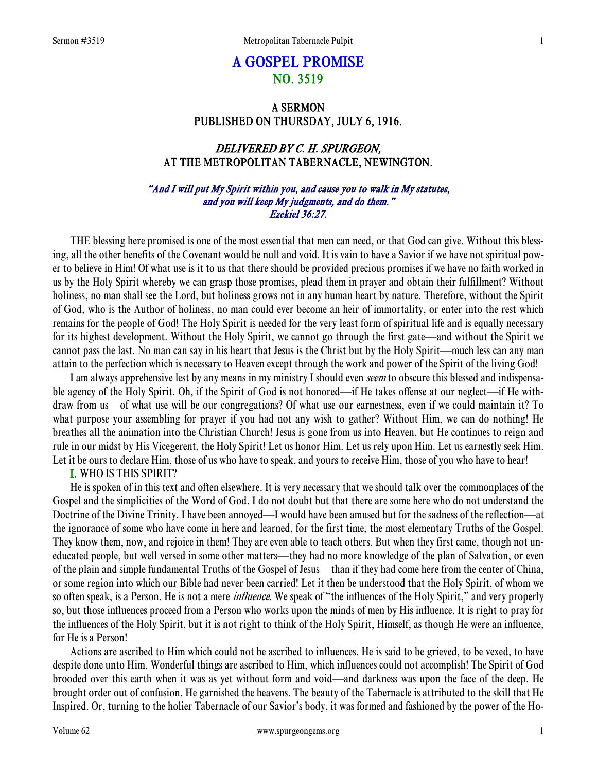# A GOSPEL PROMISE
## NO. 3519

### A SERMON
### PUBLISHED ON THURSDAY, JULY 6, 1916.

### *DELIVERED BY C. H. SPURGEON,*
### AT THE METROPOLITAN TABERNACLE, NEWINGTON.

*"And I will put My Spirit within you, and cause you to walk in My statutes, and you will keep My judgments, and do them." Ezekiel 36:27.*

THE blessing here promised is one of the most essential that men can need, or that God can give. Without this blessing, all the other benefits of the Covenant would be null and void. It is vain to have a Savior if we have not spiritual power to believe in Him! Of what use is it to us that there should be provided precious promises if we have no faith worked in us by the Holy Spirit whereby we can grasp those promises, plead them in prayer and obtain their fulfillment? Without holiness, no man shall see the Lord, but holiness grows not in any human heart by nature. Therefore, without the Spirit of God, who is the Author of holiness, no man could ever become an heir of immortality, or enter into the rest which remains for the people of God! The Holy Spirit is needed for the very least form of spiritual life and is equally necessary for its highest development. Without the Holy Spirit, we cannot go through the first gate—and without the Spirit we cannot pass the last. No man can say in his heart that Jesus is the Christ but by the Holy Spirit—much less can any man attain to the perfection which is necessary to Heaven except through the work and power of the Spirit of the living God!

I am always apprehensive lest by any means in my ministry I should even *seem* to obscure this blessed and indispensable agency of the Holy Spirit. Oh, if the Spirit of God is not honored—if He takes offense at our neglect—if He withdraw from us—of what use will be our congregations? Of what use our earnestness, even if we could maintain it? To what purpose your assembling for prayer if you had not any wish to gather? Without Him, we can do nothing! He breathes all the animation into the Christian Church! Jesus is gone from us into Heaven, but He continues to reign and rule in our midst by His Vicegerent, the Holy Spirit! Let us honor Him. Let us rely upon Him. Let us earnestly seek Him. Let it be ours to declare Him, those of us who have to speak, and yours to receive Him, those of you who have to hear!

I. WHO IS THIS SPIRIT?

He is spoken of in this text and often elsewhere. It is very necessary that we should talk over the commonplaces of the Gospel and the simplicities of the Word of God. I do not doubt but that there are some here who do not understand the Doctrine of the Divine Trinity. I have been annoyed—I would have been amused but for the sadness of the reflection—at the ignorance of some who have come in here and learned, for the first time, the most elementary Truths of the Gospel. They know them, now, and rejoice in them! They are even able to teach others. But when they first came, though not uneducated people, but well versed in some other matters—they had no more knowledge of the plan of Salvation, or even of the plain and simple fundamental Truths of the Gospel of Jesus—than if they had come here from the center of China, or some region into which our Bible had never been carried! Let it then be understood that the Holy Spirit, of whom we so often speak, is a Person. He is not a mere *influence*. We speak of "the influences of the Holy Spirit," and very properly so, but those influences proceed from a Person who works upon the minds of men by His influence. It is right to pray for the influences of the Holy Spirit, but it is not right to think of the Holy Spirit, Himself, as though He were an influence, for He is a Person!

Actions are ascribed to Him which could not be ascribed to influences. He is said to be grieved, to be vexed, to have despite done unto Him. Wonderful things are ascribed to Him, which influences could not accomplish! The Spirit of God brooded over this earth when it was as yet without form and void—and darkness was upon the face of the deep. He brought order out of confusion. He garnished the heavens. The beauty of the Tabernacle is attributed to the skill that He Inspired. Or, turning to the holier Tabernacle of our Savior's body, it was formed and fashioned by the power of the Ho-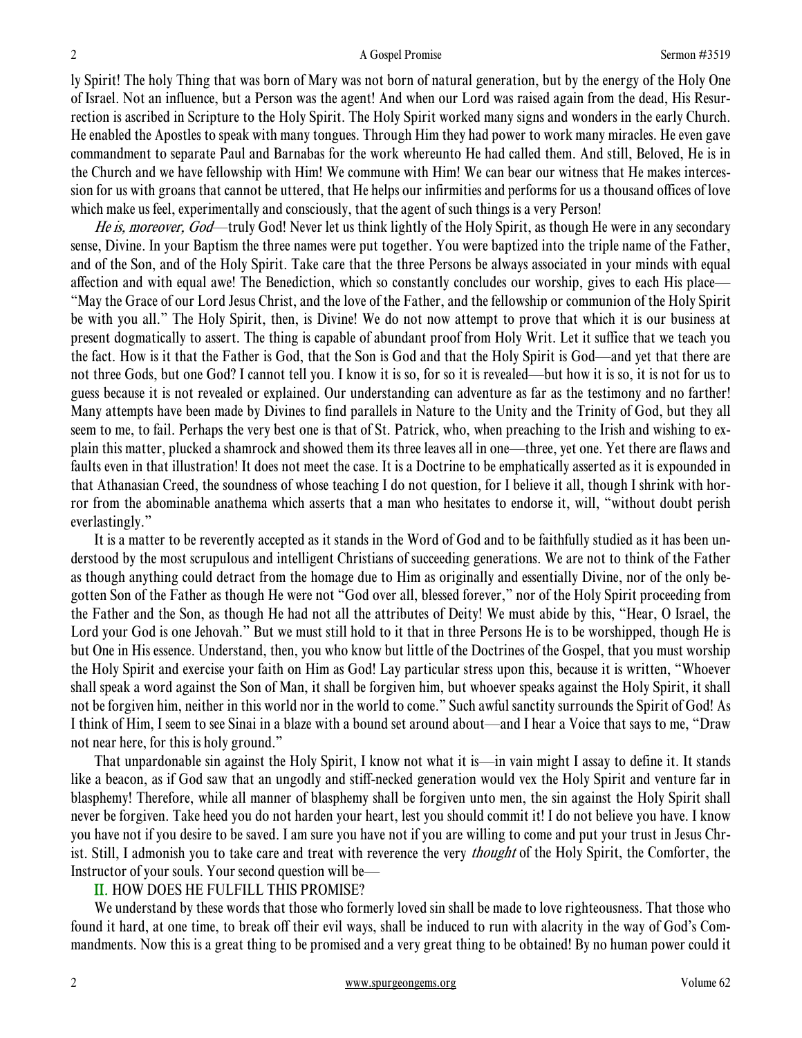ly Spirit! The holy Thing that was born of Mary was not born of natural generation, but by the energy of the Holy One of Israel. Not an influence, but a Person was the agent! And when our Lord was raised again from the dead, His Resurrection is ascribed in Scripture to the Holy Spirit. The Holy Spirit worked many signs and wonders in the early Church. He enabled the Apostles to speak with many tongues. Through Him they had power to work many miracles. He even gave commandment to separate Paul and Barnabas for the work whereunto He had called them. And still, Beloved, He is in the Church and we have fellowship with Him! We commune with Him! We can bear our witness that He makes intercession for us with groans that cannot be uttered, that He helps our infirmities and performs for us a thousand offices of love which make us feel, experimentally and consciously, that the agent of such things is a very Person!

*He is, moreover, God*—truly God! Never let us think lightly of the Holy Spirit, as though He were in any secondary sense, Divine. In your Baptism the three names were put together. You were baptized into the triple name of the Father, and of the Son, and of the Holy Spirit. Take care that the three Persons be always associated in your minds with equal affection and with equal awe! The Benediction, which so constantly concludes our worship, gives to each His place—"May the Grace of our Lord Jesus Christ, and the love of the Father, and the fellowship or communion of the Holy Spirit be with you all." The Holy Spirit, then, is Divine! We do not now attempt to prove that which it is our business at present dogmatically to assert. The thing is capable of abundant proof from Holy Writ. Let it suffice that we teach you the fact. How is it that the Father is God, that the Son is God and that the Holy Spirit is God—and yet that there are not three Gods, but one God? I cannot tell you. I know it is so, for so it is revealed—but how it is so, it is not for us to guess because it is not revealed or explained. Our understanding can adventure as far as the testimony and no farther! Many attempts have been made by Divines to find parallels in Nature to the Unity and the Trinity of God, but they all seem to me, to fail. Perhaps the very best one is that of St. Patrick, who, when preaching to the Irish and wishing to explain this matter, plucked a shamrock and showed them its three leaves all in one—three, yet one. Yet there are flaws and faults even in that illustration! It does not meet the case. It is a Doctrine to be emphatically asserted as it is expounded in that Athanasian Creed, the soundness of whose teaching I do not question, for I believe it all, though I shrink with horror from the abominable anathema which asserts that a man who hesitates to endorse it, will, "without doubt perish everlastingly."

It is a matter to be reverently accepted as it stands in the Word of God and to be faithfully studied as it has been understood by the most scrupulous and intelligent Christians of succeeding generations. We are not to think of the Father as though anything could detract from the homage due to Him as originally and essentially Divine, nor of the only begotten Son of the Father as though He were not "God over all, blessed forever," nor of the Holy Spirit proceeding from the Father and the Son, as though He had not all the attributes of Deity! We must abide by this, "Hear, O Israel, the Lord your God is one Jehovah." But we must still hold to it that in three Persons He is to be worshipped, though He is but One in His essence. Understand, then, you who know but little of the Doctrines of the Gospel, that you must worship the Holy Spirit and exercise your faith on Him as God! Lay particular stress upon this, because it is written, "Whoever shall speak a word against the Son of Man, it shall be forgiven him, but whoever speaks against the Holy Spirit, it shall not be forgiven him, neither in this world nor in the world to come." Such awful sanctity surrounds the Spirit of God! As I think of Him, I seem to see Sinai in a blaze with a bound set around about—and I hear a Voice that says to me, "Draw not near here, for this is holy ground."

That unpardonable sin against the Holy Spirit, I know not what it is—in vain might I assay to define it. It stands like a beacon, as if God saw that an ungodly and stiff-necked generation would vex the Holy Spirit and venture far in blasphemy! Therefore, while all manner of blasphemy shall be forgiven unto men, the sin against the Holy Spirit shall never be forgiven. Take heed you do not harden your heart, lest you should commit it! I do not believe you have. I know you have not if you desire to be saved. I am sure you have not if you are willing to come and put your trust in Jesus Christ. Still, I admonish you to take care and treat with reverence the very *thought* of the Holy Spirit, the Comforter, the Instructor of your souls. Your second question will be—

## II. HOW DOES HE FULFILL THIS PROMISE?

We understand by these words that those who formerly loved sin shall be made to love righteousness. That those who found it hard, at one time, to break off their evil ways, shall be induced to run with alacrity in the way of God's Commandments. Now this is a great thing to be promised and a very great thing to be obtained! By no human power could it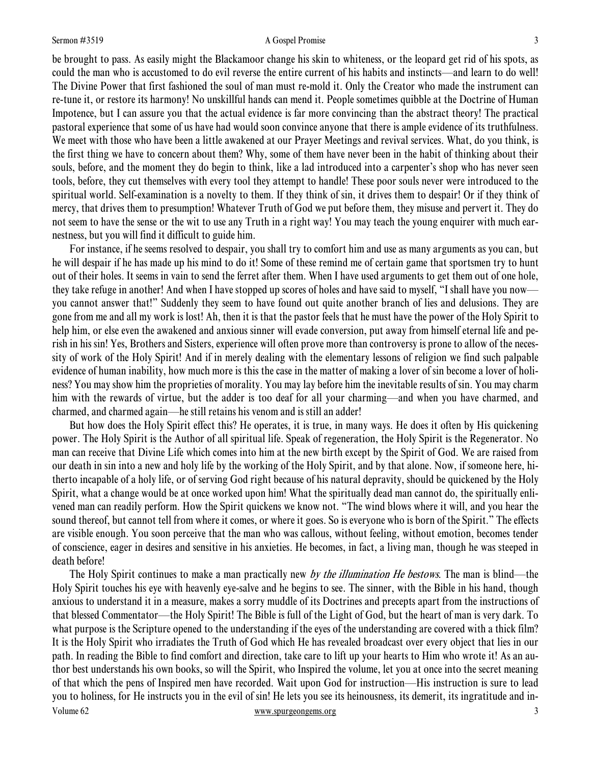be brought to pass. As easily might the Blackamoor change his skin to whiteness, or the leopard get rid of his spots, as could the man who is accustomed to do evil reverse the entire current of his habits and instincts—and learn to do well! The Divine Power that first fashioned the soul of man must re-mold it. Only the Creator who made the instrument can re-tune it, or restore its harmony! No unskillful hands can mend it. People sometimes quibble at the Doctrine of Human Impotence, but I can assure you that the actual evidence is far more convincing than the abstract theory! The practical pastoral experience that some of us have had would soon convince anyone that there is ample evidence of its truthfulness. We meet with those who have been a little awakened at our Prayer Meetings and revival services. What, do you think, is the first thing we have to concern about them? Why, some of them have never been in the habit of thinking about their souls, before, and the moment they do begin to think, like a lad introduced into a carpenter's shop who has never seen tools, before, they cut themselves with every tool they attempt to handle! These poor souls never were introduced to the spiritual world. Self-examination is a novelty to them. If they think of sin, it drives them to despair! Or if they think of mercy, that drives them to presumption! Whatever Truth of God we put before them, they misuse and pervert it. They do not seem to have the sense or the wit to use any Truth in a right way! You may teach the young enquirer with much earnestness, but you will find it difficult to guide him.

For instance, if he seems resolved to despair, you shall try to comfort him and use as many arguments as you can, but he will despair if he has made up his mind to do it! Some of these remind me of certain game that sportsmen try to hunt out of their holes. It seems in vain to send the ferret after them. When I have used arguments to get them out of one hole, they take refuge in another! And when I have stopped up scores of holes and have said to myself, "I shall have you now—you cannot answer that!" Suddenly they seem to have found out quite another branch of lies and delusions. They are gone from me and all my work is lost! Ah, then it is that the pastor feels that he must have the power of the Holy Spirit to help him, or else even the awakened and anxious sinner will evade conversion, put away from himself eternal life and perish in his sin! Yes, Brothers and Sisters, experience will often prove more than controversy is prone to allow of the necessity of work of the Holy Spirit! And if in merely dealing with the elementary lessons of religion we find such palpable evidence of human inability, how much more is this the case in the matter of making a lover of sin become a lover of holiness? You may show him the proprieties of morality. You may lay before him the inevitable results of sin. You may charm him with the rewards of virtue, but the adder is too deaf for all your charming—and when you have charmed, and charmed, and charmed again—he still retains his venom and is still an adder!

But how does the Holy Spirit effect this? He operates, it is true, in many ways. He does it often by His quickening power. The Holy Spirit is the Author of all spiritual life. Speak of regeneration, the Holy Spirit is the Regenerator. No man can receive that Divine Life which comes into him at the new birth except by the Spirit of God. We are raised from our death in sin into a new and holy life by the working of the Holy Spirit, and by that alone. Now, if someone here, hitherto incapable of a holy life, or of serving God right because of his natural depravity, should be quickened by the Holy Spirit, what a change would be at once worked upon him! What the spiritually dead man cannot do, the spiritually enlivened man can readily perform. How the Spirit quickens we know not. "The wind blows where it will, and you hear the sound thereof, but cannot tell from where it comes, or where it goes. So is everyone who is born of the Spirit." The effects are visible enough. You soon perceive that the man who was callous, without feeling, without emotion, becomes tender of conscience, eager in desires and sensitive in his anxieties. He becomes, in fact, a living man, though he was steeped in death before!

The Holy Spirit continues to make a man practically new *by the illumination He bestows*. The man is blind—the Holy Spirit touches his eye with heavenly eye-salve and he begins to see. The sinner, with the Bible in his hand, though anxious to understand it in a measure, makes a sorry muddle of its Doctrines and precepts apart from the instructions of that blessed Commentator—the Holy Spirit! The Bible is full of the Light of God, but the heart of man is very dark. To what purpose is the Scripture opened to the understanding if the eyes of the understanding are covered with a thick film? It is the Holy Spirit who irradiates the Truth of God which He has revealed broadcast over every object that lies in our path. In reading the Bible to find comfort and direction, take care to lift up your hearts to Him who wrote it! As an author best understands his own books, so will the Spirit, who Inspired the volume, let you at once into the secret meaning of that which the pens of Inspired men have recorded. Wait upon God for instruction—His instruction is sure to lead you to holiness, for He instructs you in the evil of sin! He lets you see its heinousness, its demerit, its ingratitude and in-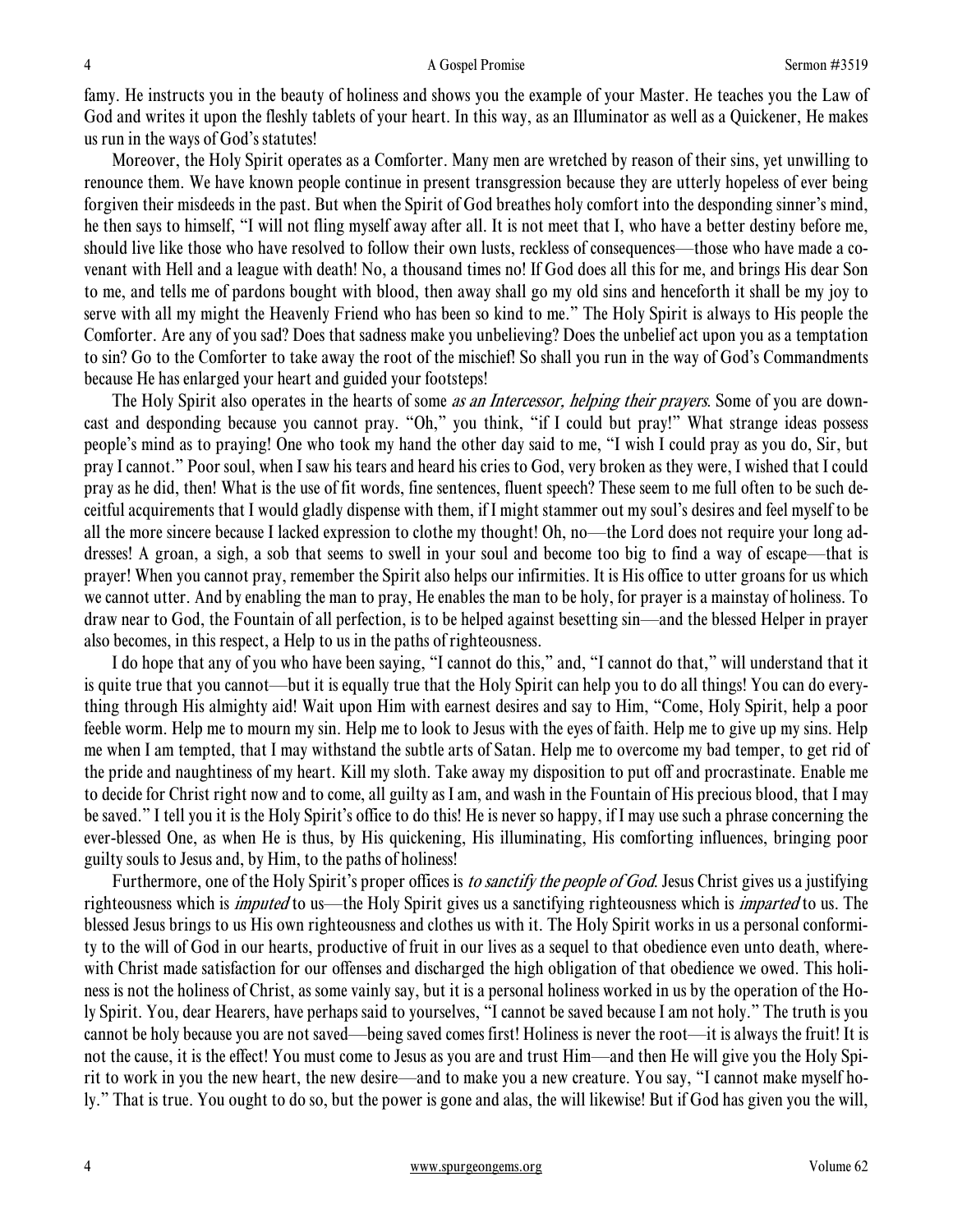famy. He instructs you in the beauty of holiness and shows you the example of your Master. He teaches you the Law of God and writes it upon the fleshly tablets of your heart. In this way, as an Illuminator as well as a Quickener, He makes us run in the ways of God's statutes!

Moreover, the Holy Spirit operates as a Comforter. Many men are wretched by reason of their sins, yet unwilling to renounce them. We have known people continue in present transgression because they are utterly hopeless of ever being forgiven their misdeeds in the past. But when the Spirit of God breathes holy comfort into the desponding sinner's mind, he then says to himself, "I will not fling myself away after all. It is not meet that I, who have a better destiny before me, should live like those who have resolved to follow their own lusts, reckless of consequences—those who have made a covenant with Hell and a league with death! No, a thousand times no! If God does all this for me, and brings His dear Son to me, and tells me of pardons bought with blood, then away shall go my old sins and henceforth it shall be my joy to serve with all my might the Heavenly Friend who has been so kind to me." The Holy Spirit is always to His people the Comforter. Are any of you sad? Does that sadness make you unbelieving? Does the unbelief act upon you as a temptation to sin? Go to the Comforter to take away the root of the mischief! So shall you run in the way of God's Commandments because He has enlarged your heart and guided your footsteps!

The Holy Spirit also operates in the hearts of some *as an Intercessor, helping their prayers*. Some of you are downcast and desponding because you cannot pray. "Oh," you think, "if I could but pray!" What strange ideas possess people's mind as to praying! One who took my hand the other day said to me, "I wish I could pray as you do, Sir, but pray I cannot." Poor soul, when I saw his tears and heard his cries to God, very broken as they were, I wished that I could pray as he did, then! What is the use of fit words, fine sentences, fluent speech? These seem to me full often to be such deceitful acquirements that I would gladly dispense with them, if I might stammer out my soul's desires and feel myself to be all the more sincere because I lacked expression to clothe my thought! Oh, no—the Lord does not require your long addresses! A groan, a sigh, a sob that seems to swell in your soul and become too big to find a way of escape—that is prayer! When you cannot pray, remember the Spirit also helps our infirmities. It is His office to utter groans for us which we cannot utter. And by enabling the man to pray, He enables the man to be holy, for prayer is a mainstay of holiness. To draw near to God, the Fountain of all perfection, is to be helped against besetting sin—and the blessed Helper in prayer also becomes, in this respect, a Help to us in the paths of righteousness.

I do hope that any of you who have been saying, "I cannot do this," and, "I cannot do that," will understand that it is quite true that you cannot—but it is equally true that the Holy Spirit can help you to do all things! You can do everything through His almighty aid! Wait upon Him with earnest desires and say to Him, "Come, Holy Spirit, help a poor feeble worm. Help me to mourn my sin. Help me to look to Jesus with the eyes of faith. Help me to give up my sins. Help me when I am tempted, that I may withstand the subtle arts of Satan. Help me to overcome my bad temper, to get rid of the pride and naughtiness of my heart. Kill my sloth. Take away my disposition to put off and procrastinate. Enable me to decide for Christ right now and to come, all guilty as I am, and wash in the Fountain of His precious blood, that I may be saved." I tell you it is the Holy Spirit's office to do this! He is never so happy, if I may use such a phrase concerning the ever-blessed One, as when He is thus, by His quickening, His illuminating, His comforting influences, bringing poor guilty souls to Jesus and, by Him, to the paths of holiness!

Furthermore, one of the Holy Spirit's proper offices is *to sanctify the people of God*. Jesus Christ gives us a justifying righteousness which is *imputed* to us—the Holy Spirit gives us a sanctifying righteousness which is *imparted* to us. The blessed Jesus brings to us His own righteousness and clothes us with it. The Holy Spirit works in us a personal conformity to the will of God in our hearts, productive of fruit in our lives as a sequel to that obedience even unto death, wherewith Christ made satisfaction for our offenses and discharged the high obligation of that obedience we owed. This holiness is not the holiness of Christ, as some vainly say, but it is a personal holiness worked in us by the operation of the Holy Spirit. You, dear Hearers, have perhaps said to yourselves, "I cannot be saved because I am not holy." The truth is you cannot be holy because you are not saved—being saved comes first! Holiness is never the root—it is always the fruit! It is not the cause, it is the effect! You must come to Jesus as you are and trust Him—and then He will give you the Holy Spirit to work in you the new heart, the new desire—and to make you a new creature. You say, "I cannot make myself holy." That is true. You ought to do so, but the power is gone and alas, the will likewise! But if God has given you the will,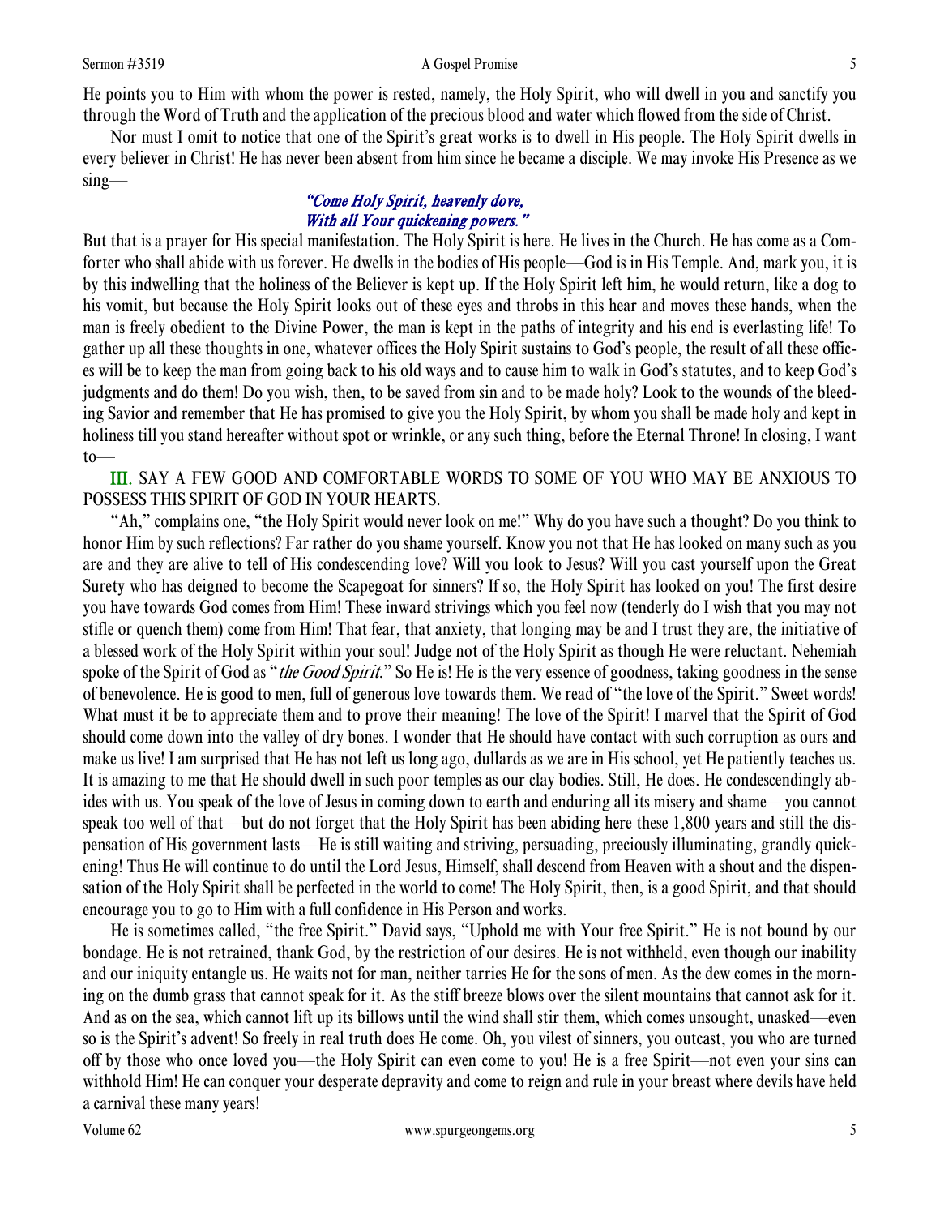He points you to Him with whom the power is rested, namely, the Holy Spirit, who will dwell in you and sanctify you through the Word of Truth and the application of the precious blood and water which flowed from the side of Christ.

Nor must I omit to notice that one of the Spirit's great works is to dwell in His people. The Holy Spirit dwells in every believer in Christ! He has never been absent from him since he became a disciple. We may invoke His Presence as we sing—

*"Come Holy Spirit, heavenly dove,*
*With all Your quickening powers."*

But that is a prayer for His special manifestation. The Holy Spirit is here. He lives in the Church. He has come as a Comforter who shall abide with us forever. He dwells in the bodies of His people—God is in His Temple. And, mark you, it is by this indwelling that the holiness of the Believer is kept up. If the Holy Spirit left him, he would return, like a dog to his vomit, but because the Holy Spirit looks out of these eyes and throbs in this hear and moves these hands, when the man is freely obedient to the Divine Power, the man is kept in the paths of integrity and his end is everlasting life! To gather up all these thoughts in one, whatever offices the Holy Spirit sustains to God's people, the result of all these offices will be to keep the man from going back to his old ways and to cause him to walk in God's statutes, and to keep God's judgments and do them! Do you wish, then, to be saved from sin and to be made holy? Look to the wounds of the bleeding Savior and remember that He has promised to give you the Holy Spirit, by whom you shall be made holy and kept in holiness till you stand hereafter without spot or wrinkle, or any such thing, before the Eternal Throne! In closing, I want to—

## III. SAY A FEW GOOD AND COMFORTABLE WORDS TO SOME OF YOU WHO MAY BE ANXIOUS TO POSSESS THIS SPIRIT OF GOD IN YOUR HEARTS.

"Ah," complains one, "the Holy Spirit would never look on me!" Why do you have such a thought? Do you think to honor Him by such reflections? Far rather do you shame yourself. Know you not that He has looked on many such as you are and they are alive to tell of His condescending love? Will you look to Jesus? Will you cast yourself upon the Great Surety who has deigned to become the Scapegoat for sinners? If so, the Holy Spirit has looked on you! The first desire you have towards God comes from Him! These inward strivings which you feel now (tenderly do I wish that you may not stifle or quench them) come from Him! That fear, that anxiety, that longing may be and I trust they are, the initiative of a blessed work of the Holy Spirit within your soul! Judge not of the Holy Spirit as though He were reluctant. Nehemiah spoke of the Spirit of God as "*the Good Spirit*." So He is! He is the very essence of goodness, taking goodness in the sense of benevolence. He is good to men, full of generous love towards them. We read of "the love of the Spirit." Sweet words! What must it be to appreciate them and to prove their meaning! The love of the Spirit! I marvel that the Spirit of God should come down into the valley of dry bones. I wonder that He should have contact with such corruption as ours and make us live! I am surprised that He has not left us long ago, dullards as we are in His school, yet He patiently teaches us. It is amazing to me that He should dwell in such poor temples as our clay bodies. Still, He does. He condescendingly abides with us. You speak of the love of Jesus in coming down to earth and enduring all its misery and shame—you cannot speak too well of that—but do not forget that the Holy Spirit has been abiding here these 1,800 years and still the dispensation of His government lasts—He is still waiting and striving, persuading, preciously illuminating, grandly quickening! Thus He will continue to do until the Lord Jesus, Himself, shall descend from Heaven with a shout and the dispensation of the Holy Spirit shall be perfected in the world to come! The Holy Spirit, then, is a good Spirit, and that should encourage you to go to Him with a full confidence in His Person and works.

He is sometimes called, "the free Spirit." David says, "Uphold me with Your free Spirit." He is not bound by our bondage. He is not retrained, thank God, by the restriction of our desires. He is not withheld, even though our inability and our iniquity entangle us. He waits not for man, neither tarries He for the sons of men. As the dew comes in the morning on the dumb grass that cannot speak for it. As the stiff breeze blows over the silent mountains that cannot ask for it. And as on the sea, which cannot lift up its billows until the wind shall stir them, which comes unsought, unasked—even so is the Spirit's advent! So freely in real truth does He come. Oh, you vilest of sinners, you outcast, you who are turned off by those who once loved you—the Holy Spirit can even come to you! He is a free Spirit—not even your sins can withhold Him! He can conquer your desperate depravity and come to reign and rule in your breast where devils have held a carnival these many years!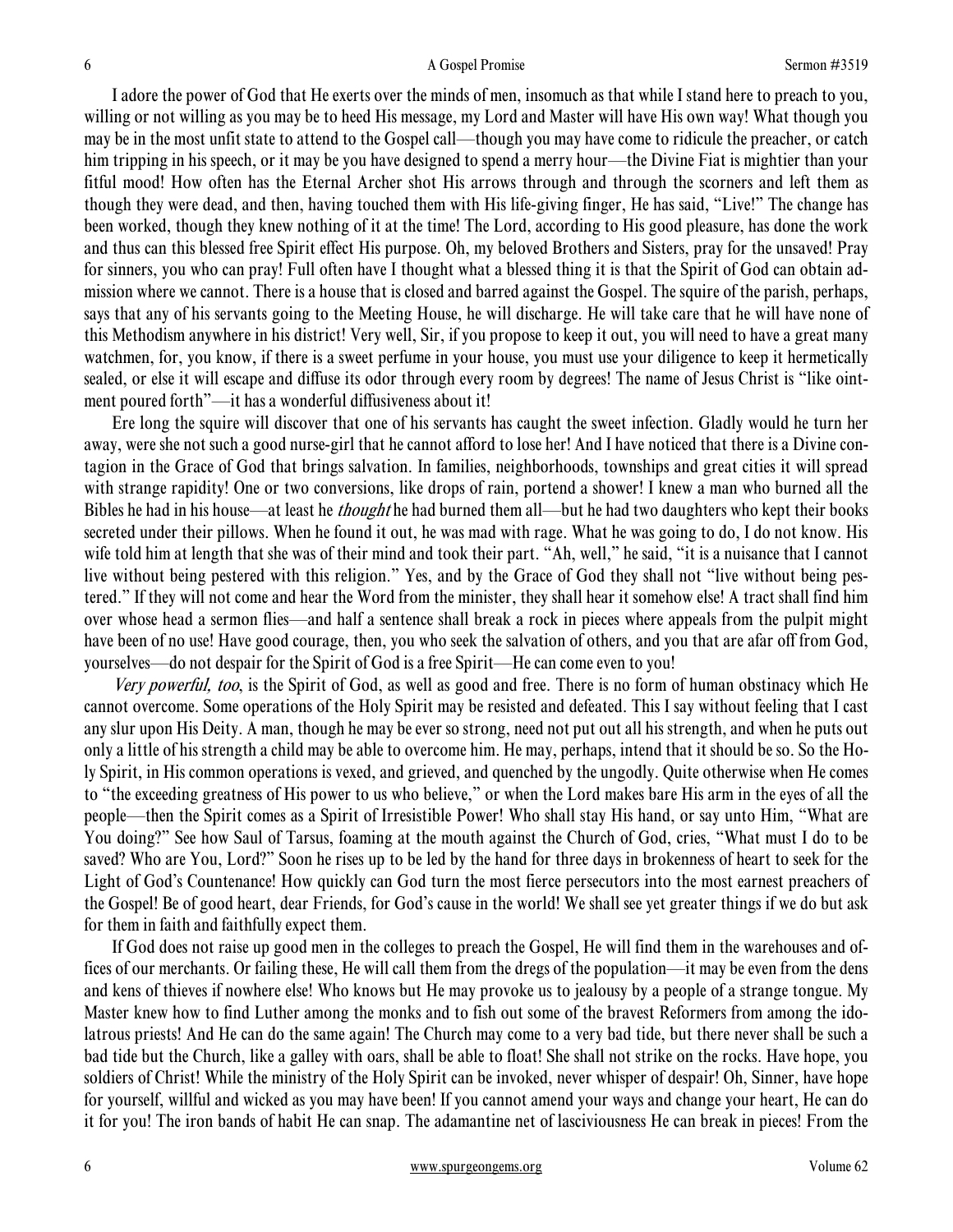I adore the power of God that He exerts over the minds of men, insomuch as that while I stand here to preach to you, willing or not willing as you may be to heed His message, my Lord and Master will have His own way! What though you may be in the most unfit state to attend to the Gospel call—though you may have come to ridicule the preacher, or catch him tripping in his speech, or it may be you have designed to spend a merry hour—the Divine Fiat is mightier than your fitful mood! How often has the Eternal Archer shot His arrows through and through the scorners and left them as though they were dead, and then, having touched them with His life-giving finger, He has said, "Live!" The change has been worked, though they knew nothing of it at the time! The Lord, according to His good pleasure, has done the work and thus can this blessed free Spirit effect His purpose. Oh, my beloved Brothers and Sisters, pray for the unsaved! Pray for sinners, you who can pray! Full often have I thought what a blessed thing it is that the Spirit of God can obtain admission where we cannot. There is a house that is closed and barred against the Gospel. The squire of the parish, perhaps, says that any of his servants going to the Meeting House, he will discharge. He will take care that he will have none of this Methodism anywhere in his district! Very well, Sir, if you propose to keep it out, you will need to have a great many watchmen, for, you know, if there is a sweet perfume in your house, you must use your diligence to keep it hermetically sealed, or else it will escape and diffuse its odor through every room by degrees! The name of Jesus Christ is "like ointment poured forth"—it has a wonderful diffusiveness about it!

Ere long the squire will discover that one of his servants has caught the sweet infection. Gladly would he turn her away, were she not such a good nurse-girl that he cannot afford to lose her! And I have noticed that there is a Divine contagion in the Grace of God that brings salvation. In families, neighborhoods, townships and great cities it will spread with strange rapidity! One or two conversions, like drops of rain, portend a shower! I knew a man who burned all the Bibles he had in his house—at least he *thought* he had burned them all—but he had two daughters who kept their books secreted under their pillows. When he found it out, he was mad with rage. What he was going to do, I do not know. His wife told him at length that she was of their mind and took their part. "Ah, well," he said, "it is a nuisance that I cannot live without being pestered with this religion." Yes, and by the Grace of God they shall not "live without being pestered." If they will not come and hear the Word from the minister, they shall hear it somehow else! A tract shall find him over whose head a sermon flies—and half a sentence shall break a rock in pieces where appeals from the pulpit might have been of no use! Have good courage, then, you who seek the salvation of others, and you that are afar off from God, yourselves—do not despair for the Spirit of God is a free Spirit—He can come even to you!

*Very powerful, too*, is the Spirit of God, as well as good and free. There is no form of human obstinacy which He cannot overcome. Some operations of the Holy Spirit may be resisted and defeated. This I say without feeling that I cast any slur upon His Deity. A man, though he may be ever so strong, need not put out all his strength, and when he puts out only a little of his strength a child may be able to overcome him. He may, perhaps, intend that it should be so. So the Holy Spirit, in His common operations is vexed, and grieved, and quenched by the ungodly. Quite otherwise when He comes to "the exceeding greatness of His power to us who believe," or when the Lord makes bare His arm in the eyes of all the people—then the Spirit comes as a Spirit of Irresistible Power! Who shall stay His hand, or say unto Him, "What are You doing?" See how Saul of Tarsus, foaming at the mouth against the Church of God, cries, "What must I do to be saved? Who are You, Lord?" Soon he rises up to be led by the hand for three days in brokenness of heart to seek for the Light of God's Countenance! How quickly can God turn the most fierce persecutors into the most earnest preachers of the Gospel! Be of good heart, dear Friends, for God's cause in the world! We shall see yet greater things if we do but ask for them in faith and faithfully expect them.

If God does not raise up good men in the colleges to preach the Gospel, He will find them in the warehouses and offices of our merchants. Or failing these, He will call them from the dregs of the population—it may be even from the dens and kens of thieves if nowhere else! Who knows but He may provoke us to jealousy by a people of a strange tongue. My Master knew how to find Luther among the monks and to fish out some of the bravest Reformers from among the idolatrous priests! And He can do the same again! The Church may come to a very bad tide, but there never shall be such a bad tide but the Church, like a galley with oars, shall be able to float! She shall not strike on the rocks. Have hope, you soldiers of Christ! While the ministry of the Holy Spirit can be invoked, never whisper of despair! Oh, Sinner, have hope for yourself, willful and wicked as you may have been! If you cannot amend your ways and change your heart, He can do it for you! The iron bands of habit He can snap. The adamantine net of lasciviousness He can break in pieces! From the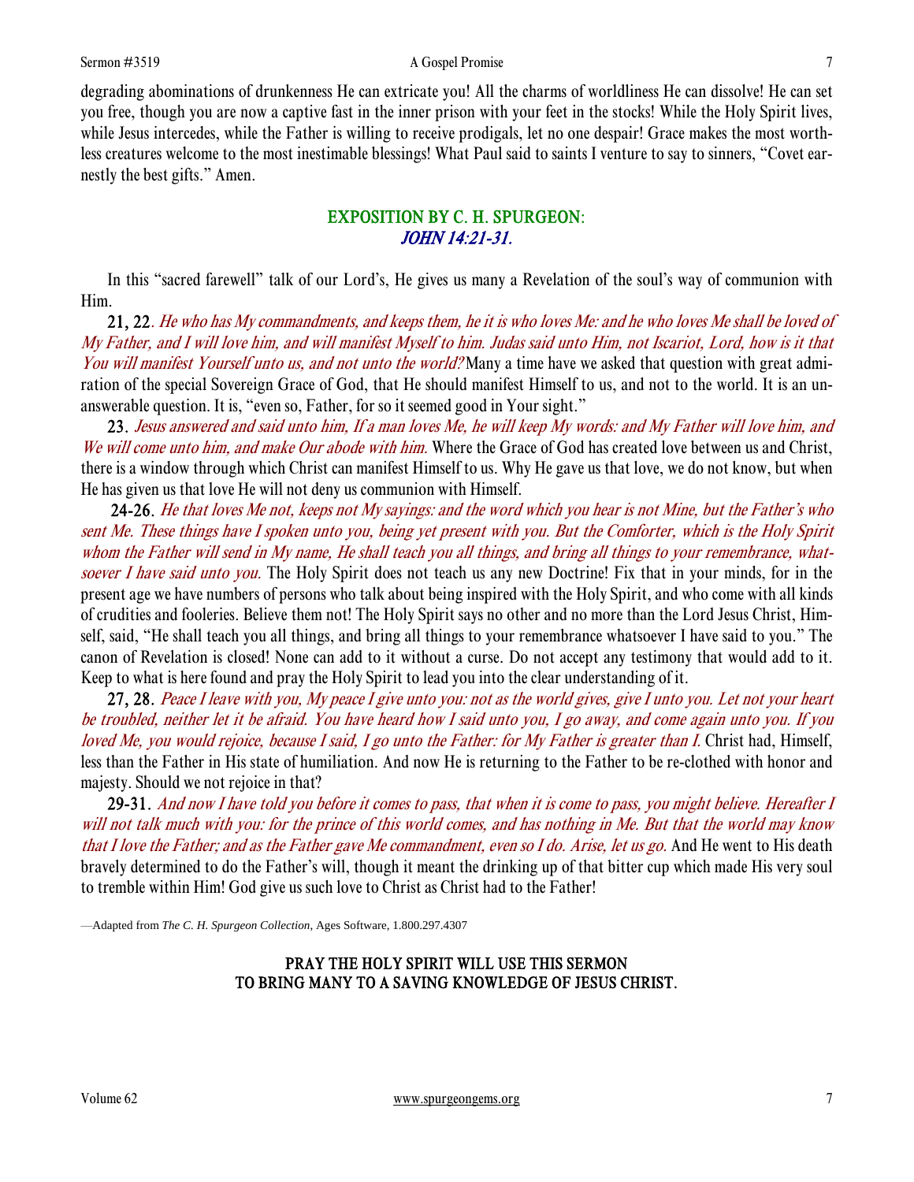degrading abominations of drunkenness He can extricate you! All the charms of worldliness He can dissolve! He can set you free, though you are now a captive fast in the inner prison with your feet in the stocks! While the Holy Spirit lives, while Jesus intercedes, while the Father is willing to receive prodigals, let no one despair! Grace makes the most worthless creatures welcome to the most inestimable blessings! What Paul said to saints I venture to say to sinners, "Covet earnestly the best gifts." Amen.

## EXPOSITION BY C. H. SPURGEON:
## *JOHN 14:21-31.*

In this "sacred farewell" talk of our Lord's, He gives us many a Revelation of the soul's way of communion with Him.

**21, 22**. *He who has My commandments, and keeps them, he it is who loves Me: and he who loves Me shall be loved of My Father, and I will love him, and will manifest Myself to him. Judas said unto Him, not Iscariot, Lord, how is it that You will manifest Yourself unto us, and not unto the world?* Many a time have we asked that question with great admiration of the special Sovereign Grace of God, that He should manifest Himself to us, and not to the world. It is an unanswerable question. It is, "even so, Father, for so it seemed good in Your sight."

**23**. *Jesus answered and said unto him, If a man loves Me, he will keep My words: and My Father will love him, and We will come unto him, and make Our abode with him.* Where the Grace of God has created love between us and Christ, there is a window through which Christ can manifest Himself to us. Why He gave us that love, we do not know, but when He has given us that love He will not deny us communion with Himself.

**24-26**. *He that loves Me not, keeps not My sayings: and the word which you hear is not Mine, but the Father's who sent Me. These things have I spoken unto you, being yet present with you. But the Comforter, which is the Holy Spirit whom the Father will send in My name, He shall teach you all things, and bring all things to your remembrance, whatsoever I have said unto you.* The Holy Spirit does not teach us any new Doctrine! Fix that in your minds, for in the present age we have numbers of persons who talk about being inspired with the Holy Spirit, and who come with all kinds of crudities and fooleries. Believe them not! The Holy Spirit says no other and no more than the Lord Jesus Christ, Himself, said, "He shall teach you all things, and bring all things to your remembrance whatsoever I have said to you." The canon of Revelation is closed! None can add to it without a curse. Do not accept any testimony that would add to it. Keep to what is here found and pray the Holy Spirit to lead you into the clear understanding of it.

**27, 28**. *Peace I leave with you, My peace I give unto you: not as the world gives, give I unto you. Let not your heart be troubled, neither let it be afraid. You have heard how I said unto you, I go away, and come again unto you. If you loved Me, you would rejoice, because I said, I go unto the Father: for My Father is greater than I.* Christ had, Himself, less than the Father in His state of humiliation. And now He is returning to the Father to be re-clothed with honor and majesty. Should we not rejoice in that?

**29-31**. *And now I have told you before it comes to pass, that when it is come to pass, you might believe. Hereafter I will not talk much with you: for the prince of this world comes, and has nothing in Me. But that the world may know that I love the Father; and as the Father gave Me commandment, even so I do. Arise, let us go.* And He went to His death bravely determined to do the Father's will, though it meant the drinking up of that bitter cup which made His very soul to tremble within Him! God give us such love to Christ as Christ had to the Father!

—Adapted from *The C. H. Spurgeon Collection*, Ages Software, 1.800.297.4307

**PRAY THE HOLY SPIRIT WILL USE THIS SERMON TO BRING MANY TO A SAVING KNOWLEDGE OF JESUS CHRIST.**